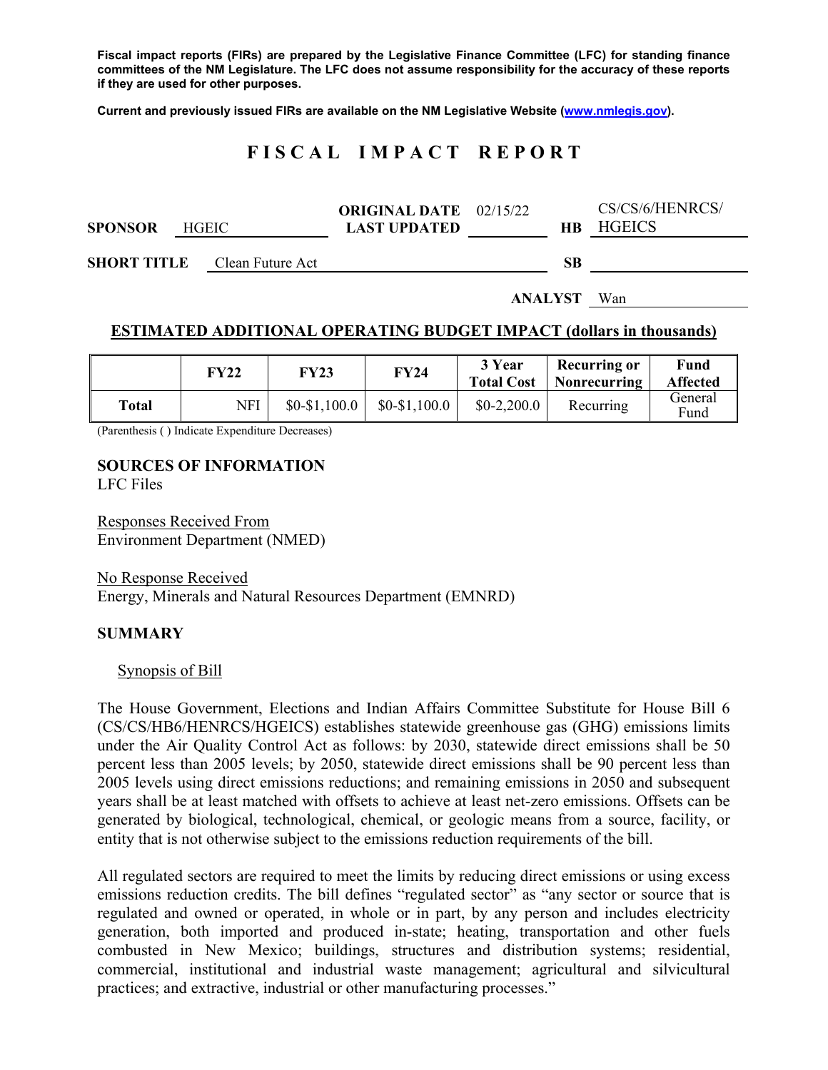**Fiscal impact reports (FIRs) are prepared by the Legislative Finance Committee (LFC) for standing finance committees of the NM Legislature. The LFC does not assume responsibility for the accuracy of these reports if they are used for other purposes.**

**Current and previously issued FIRs are available on the NM Legislative Website (www.nmlegis.gov).**

# F I S C A L   I M P A C T   R E P O R T

**SPONSOR** HGEIC

**ORIGINAL DATE** 02/15/22
**LAST UPDATED**

**HB** CS/CS/6/HENRCS/HGEICS

**SHORT TITLE** Clean Future Act

**SB**

**ANALYST** Wan

## ESTIMATED ADDITIONAL OPERATING BUDGET IMPACT (dollars in thousands)

| | FY22 | FY23 | FY24 | 3 Year Total Cost | Recurring or Nonrecurring | Fund Affected |
|---|---|---|---|---|---|---|
| **Total** | NFI | $0-$1,100.0 | $0-$1,100.0 | $0-2,200.0 | Recurring | General Fund |

(Parenthesis ( ) Indicate Expenditure Decreases)

**SOURCES OF INFORMATION**
LFC Files

Responses Received From
Environment Department (NMED)

No Response Received
Energy, Minerals and Natural Resources Department (EMNRD)

**SUMMARY**

Synopsis of Bill

The House Government, Elections and Indian Affairs Committee Substitute for House Bill 6 (CS/CS/HB6/HENRCS/HGEICS) establishes statewide greenhouse gas (GHG) emissions limits under the Air Quality Control Act as follows: by 2030, statewide direct emissions shall be 50 percent less than 2005 levels; by 2050, statewide direct emissions shall be 90 percent less than 2005 levels using direct emissions reductions; and remaining emissions in 2050 and subsequent years shall be at least matched with offsets to achieve at least net-zero emissions. Offsets can be generated by biological, technological, chemical, or geologic means from a source, facility, or entity that is not otherwise subject to the emissions reduction requirements of the bill.

All regulated sectors are required to meet the limits by reducing direct emissions or using excess emissions reduction credits. The bill defines "regulated sector" as "any sector or source that is regulated and owned or operated, in whole or in part, by any person and includes electricity generation, both imported and produced in-state; heating, transportation and other fuels combusted in New Mexico; buildings, structures and distribution systems; residential, commercial, institutional and industrial waste management; agricultural and silvicultural practices; and extractive, industrial or other manufacturing processes."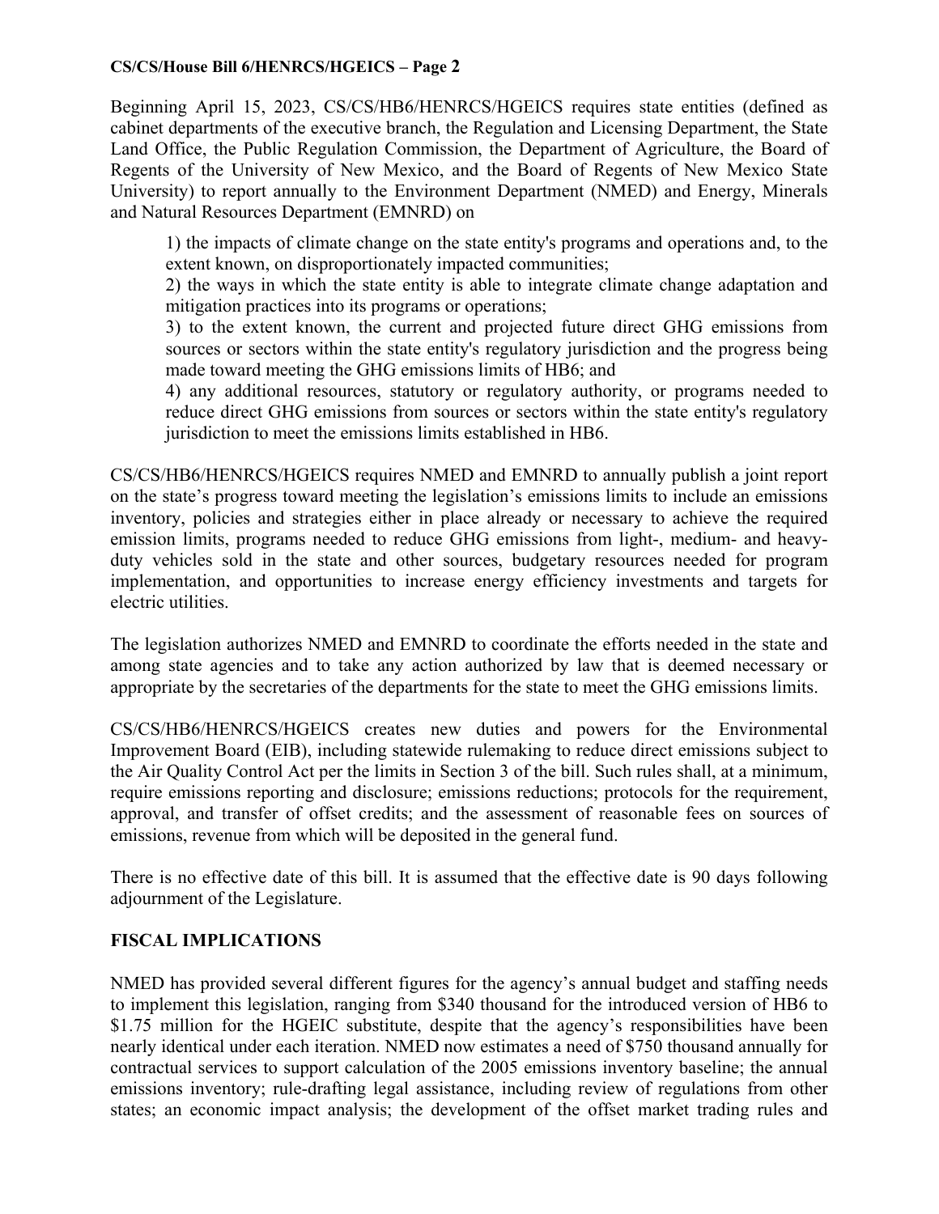Beginning April 15, 2023, CS/CS/HB6/HENRCS/HGEICS requires state entities (defined as cabinet departments of the executive branch, the Regulation and Licensing Department, the State Land Office, the Public Regulation Commission, the Department of Agriculture, the Board of Regents of the University of New Mexico, and the Board of Regents of New Mexico State University) to report annually to the Environment Department (NMED) and Energy, Minerals and Natural Resources Department (EMNRD) on

> 1) the impacts of climate change on the state entity's programs and operations and, to the extent known, on disproportionately impacted communities;
> 2) the ways in which the state entity is able to integrate climate change adaptation and mitigation practices into its programs or operations;
> 3) to the extent known, the current and projected future direct GHG emissions from sources or sectors within the state entity's regulatory jurisdiction and the progress being made toward meeting the GHG emissions limits of HB6; and
> 4) any additional resources, statutory or regulatory authority, or programs needed to reduce direct GHG emissions from sources or sectors within the state entity's regulatory jurisdiction to meet the emissions limits established in HB6.

CS/CS/HB6/HENRCS/HGEICS requires NMED and EMNRD to annually publish a joint report on the state's progress toward meeting the legislation's emissions limits to include an emissions inventory, policies and strategies either in place already or necessary to achieve the required emission limits, programs needed to reduce GHG emissions from light-, medium- and heavy-duty vehicles sold in the state and other sources, budgetary resources needed for program implementation, and opportunities to increase energy efficiency investments and targets for electric utilities.

The legislation authorizes NMED and EMNRD to coordinate the efforts needed in the state and among state agencies and to take any action authorized by law that is deemed necessary or appropriate by the secretaries of the departments for the state to meet the GHG emissions limits.

CS/CS/HB6/HENRCS/HGEICS creates new duties and powers for the Environmental Improvement Board (EIB), including statewide rulemaking to reduce direct emissions subject to the Air Quality Control Act per the limits in Section 3 of the bill. Such rules shall, at a minimum, require emissions reporting and disclosure; emissions reductions; protocols for the requirement, approval, and transfer of offset credits; and the assessment of reasonable fees on sources of emissions, revenue from which will be deposited in the general fund.

There is no effective date of this bill. It is assumed that the effective date is 90 days following adjournment of the Legislature.

## FISCAL IMPLICATIONS

NMED has provided several different figures for the agency's annual budget and staffing needs to implement this legislation, ranging from $340 thousand for the introduced version of HB6 to $1.75 million for the HGEIC substitute, despite that the agency's responsibilities have been nearly identical under each iteration. NMED now estimates a need of $750 thousand annually for contractual services to support calculation of the 2005 emissions inventory baseline; the annual emissions inventory; rule-drafting legal assistance, including review of regulations from other states; an economic impact analysis; the development of the offset market trading rules and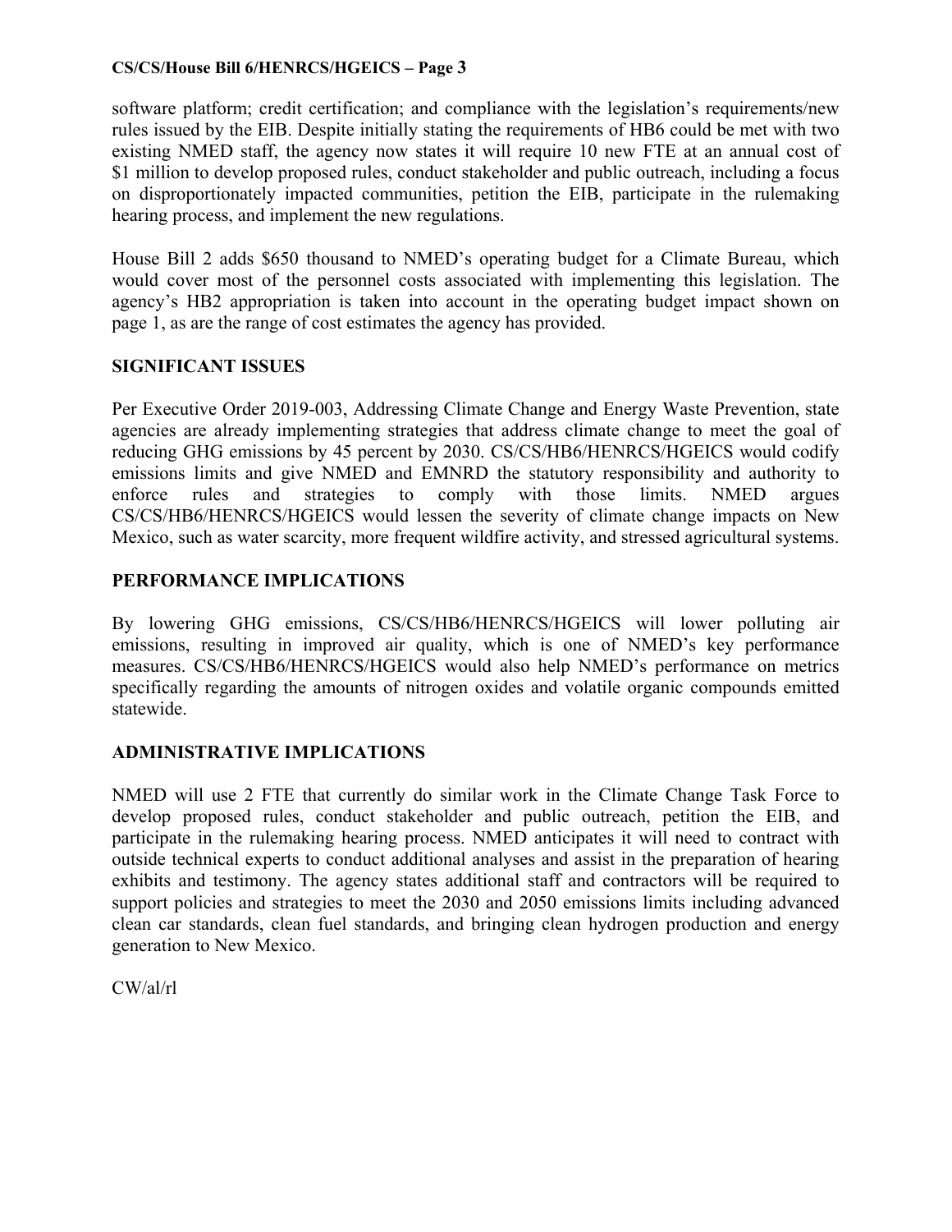software platform; credit certification; and compliance with the legislation's requirements/new rules issued by the EIB. Despite initially stating the requirements of HB6 could be met with two existing NMED staff, the agency now states it will require 10 new FTE at an annual cost of $1 million to develop proposed rules, conduct stakeholder and public outreach, including a focus on disproportionately impacted communities, petition the EIB, participate in the rulemaking hearing process, and implement the new regulations.

House Bill 2 adds $650 thousand to NMED's operating budget for a Climate Bureau, which would cover most of the personnel costs associated with implementing this legislation. The agency's HB2 appropriation is taken into account in the operating budget impact shown on page 1, as are the range of cost estimates the agency has provided.

## SIGNIFICANT ISSUES

Per Executive Order 2019-003, Addressing Climate Change and Energy Waste Prevention, state agencies are already implementing strategies that address climate change to meet the goal of reducing GHG emissions by 45 percent by 2030. CS/CS/HB6/HENRCS/HGEICS would codify emissions limits and give NMED and EMNRD the statutory responsibility and authority to enforce rules and strategies to comply with those limits. NMED argues CS/CS/HB6/HENRCS/HGEICS would lessen the severity of climate change impacts on New Mexico, such as water scarcity, more frequent wildfire activity, and stressed agricultural systems.

## PERFORMANCE IMPLICATIONS

By lowering GHG emissions, CS/CS/HB6/HENRCS/HGEICS will lower polluting air emissions, resulting in improved air quality, which is one of NMED's key performance measures. CS/CS/HB6/HENRCS/HGEICS would also help NMED's performance on metrics specifically regarding the amounts of nitrogen oxides and volatile organic compounds emitted statewide.

## ADMINISTRATIVE IMPLICATIONS

NMED will use 2 FTE that currently do similar work in the Climate Change Task Force to develop proposed rules, conduct stakeholder and public outreach, petition the EIB, and participate in the rulemaking hearing process. NMED anticipates it will need to contract with outside technical experts to conduct additional analyses and assist in the preparation of hearing exhibits and testimony. The agency states additional staff and contractors will be required to support policies and strategies to meet the 2030 and 2050 emissions limits including advanced clean car standards, clean fuel standards, and bringing clean hydrogen production and energy generation to New Mexico.

CW/al/rl